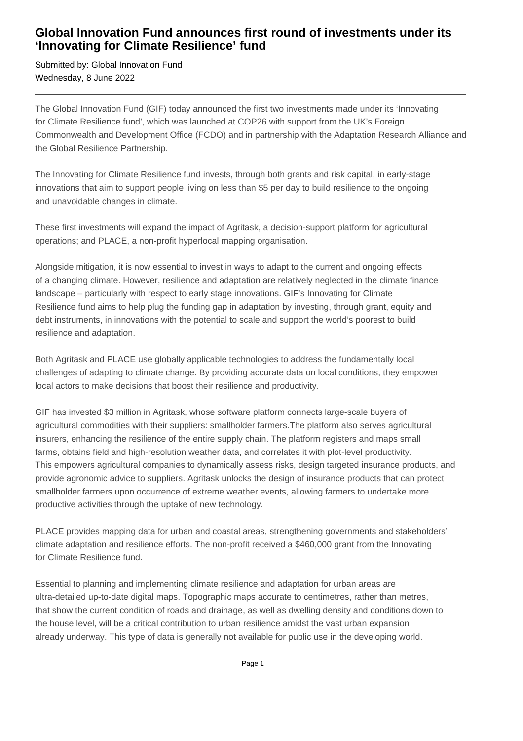# Global Innovation Fund announces first round of investments under its 'Innovating for Climate Resilience' fund

Submitted by: Global Innovation Fund
Wednesday, 8 June 2022

---

The Global Innovation Fund (GIF) today announced the first two investments made under its 'Innovating for Climate Resilience fund', which was launched at COP26 with support from the UK's Foreign Commonwealth and Development Office (FCDO) and in partnership with the Adaptation Research Alliance and the Global Resilience Partnership.

The Innovating for Climate Resilience fund invests, through both grants and risk capital, in early-stage innovations that aim to support people living on less than $5 per day to build resilience to the ongoing and unavoidable changes in climate.

These first investments will expand the impact of Agritask, a decision-support platform for agricultural operations; and PLACE, a non-profit hyperlocal mapping organisation.

Alongside mitigation, it is now essential to invest in ways to adapt to the current and ongoing effects of a changing climate. However, resilience and adaptation are relatively neglected in the climate finance landscape – particularly with respect to early stage innovations. GIF's Innovating for Climate Resilience fund aims to help plug the funding gap in adaptation by investing, through grant, equity and debt instruments, in innovations with the potential to scale and support the world's poorest to build resilience and adaptation.

Both Agritask and PLACE use globally applicable technologies to address the fundamentally local challenges of adapting to climate change. By providing accurate data on local conditions, they empower local actors to make decisions that boost their resilience and productivity.

GIF has invested $3 million in Agritask, whose software platform connects large-scale buyers of agricultural commodities with their suppliers: smallholder farmers.The platform also serves agricultural insurers, enhancing the resilience of the entire supply chain. The platform registers and maps small farms, obtains field and high-resolution weather data, and correlates it with plot-level productivity. This empowers agricultural companies to dynamically assess risks, design targeted insurance products, and provide agronomic advice to suppliers. Agritask unlocks the design of insurance products that can protect smallholder farmers upon occurrence of extreme weather events, allowing farmers to undertake more productive activities through the uptake of new technology.

PLACE provides mapping data for urban and coastal areas, strengthening governments and stakeholders' climate adaptation and resilience efforts. The non-profit received a $460,000 grant from the Innovating for Climate Resilience fund.

Essential to planning and implementing climate resilience and adaptation for urban areas are ultra-detailed up-to-date digital maps. Topographic maps accurate to centimetres, rather than metres, that show the current condition of roads and drainage, as well as dwelling density and conditions down to the house level, will be a critical contribution to urban resilience amidst the vast urban expansion already underway. This type of data is generally not available for public use in the developing world.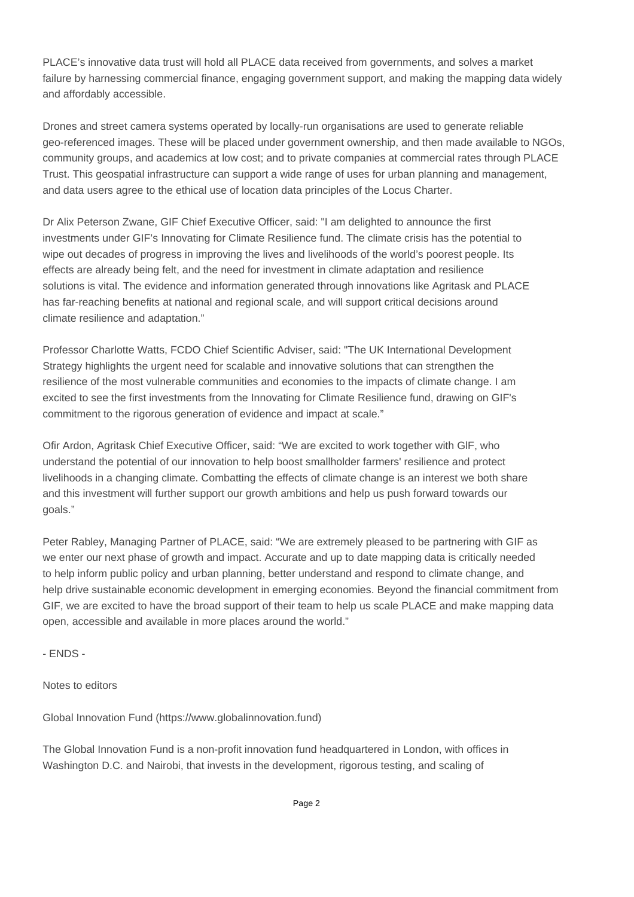PLACE's innovative data trust will hold all PLACE data received from governments, and solves a market failure by harnessing commercial finance, engaging government support, and making the mapping data widely and affordably accessible.

Drones and street camera systems operated by locally-run organisations are used to generate reliable geo-referenced images. These will be placed under government ownership, and then made available to NGOs, community groups, and academics at low cost; and to private companies at commercial rates through PLACE Trust. This geospatial infrastructure can support a wide range of uses for urban planning and management, and data users agree to the ethical use of location data principles of the Locus Charter.

Dr Alix Peterson Zwane, GIF Chief Executive Officer, said: "I am delighted to announce the first investments under GIF's Innovating for Climate Resilience fund. The climate crisis has the potential to wipe out decades of progress in improving the lives and livelihoods of the world's poorest people. Its effects are already being felt, and the need for investment in climate adaptation and resilience solutions is vital. The evidence and information generated through innovations like Agritask and PLACE has far-reaching benefits at national and regional scale, and will support critical decisions around climate resilience and adaptation."

Professor Charlotte Watts, FCDO Chief Scientific Adviser, said: "The UK International Development Strategy highlights the urgent need for scalable and innovative solutions that can strengthen the resilience of the most vulnerable communities and economies to the impacts of climate change. I am excited to see the first investments from the Innovating for Climate Resilience fund, drawing on GIF's commitment to the rigorous generation of evidence and impact at scale."

Ofir Ardon, Agritask Chief Executive Officer, said: "We are excited to work together with GIF, who understand the potential of our innovation to help boost smallholder farmers' resilience and protect livelihoods in a changing climate. Combatting the effects of climate change is an interest we both share and this investment will further support our growth ambitions and help us push forward towards our goals."

Peter Rabley, Managing Partner of PLACE, said: "We are extremely pleased to be partnering with GIF as we enter our next phase of growth and impact. Accurate and up to date mapping data is critically needed to help inform public policy and urban planning, better understand and respond to climate change, and help drive sustainable economic development in emerging economies. Beyond the financial commitment from GIF, we are excited to have the broad support of their team to help us scale PLACE and make mapping data open, accessible and available in more places around the world."

- ENDS -

Notes to editors

Global Innovation Fund (https://www.globalinnovation.fund)

The Global Innovation Fund is a non-profit innovation fund headquartered in London, with offices in Washington D.C. and Nairobi, that invests in the development, rigorous testing, and scaling of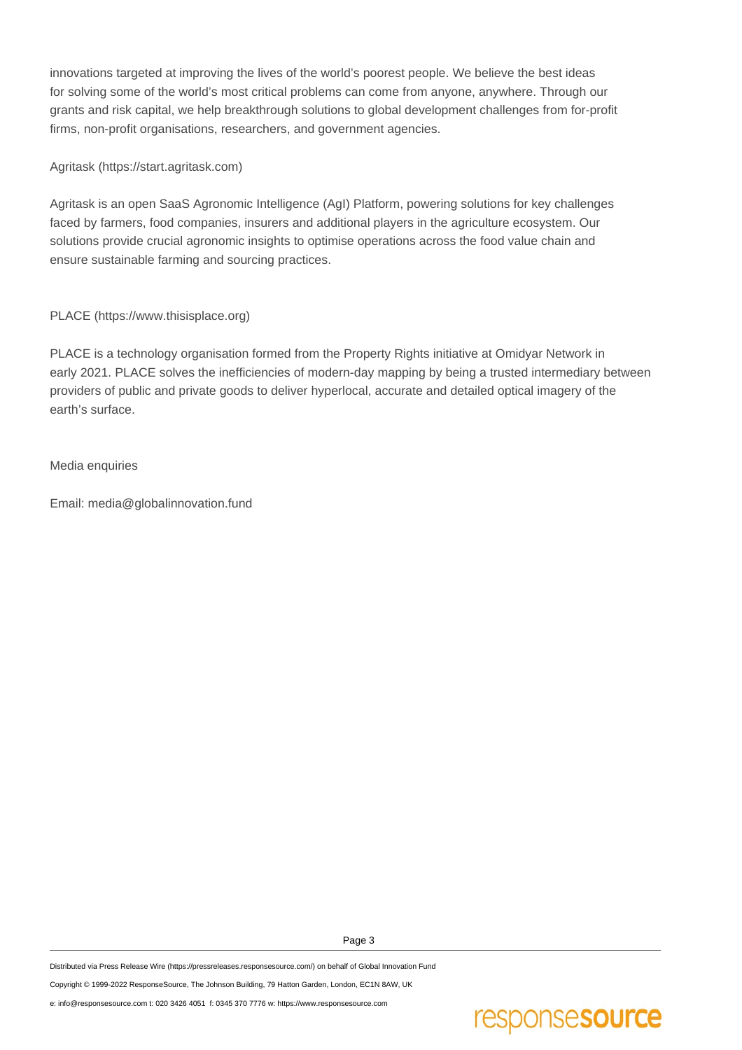innovations targeted at improving the lives of the world's poorest people. We believe the best ideas for solving some of the world's most critical problems can come from anyone, anywhere. Through our grants and risk capital, we help breakthrough solutions to global development challenges from for-profit firms, non-profit organisations, researchers, and government agencies.

Agritask (https://start.agritask.com)

Agritask is an open SaaS Agronomic Intelligence (AgI) Platform, powering solutions for key challenges faced by farmers, food companies, insurers and additional players in the agriculture ecosystem. Our solutions provide crucial agronomic insights to optimise operations across the food value chain and ensure sustainable farming and sourcing practices.

PLACE (https://www.thisisplace.org)

PLACE is a technology organisation formed from the Property Rights initiative at Omidyar Network in early 2021. PLACE solves the inefficiencies of modern-day mapping by being a trusted intermediary between providers of public and private goods to deliver hyperlocal, accurate and detailed optical imagery of the earth's surface.

Media enquiries

Email: media@globalinnovation.fund